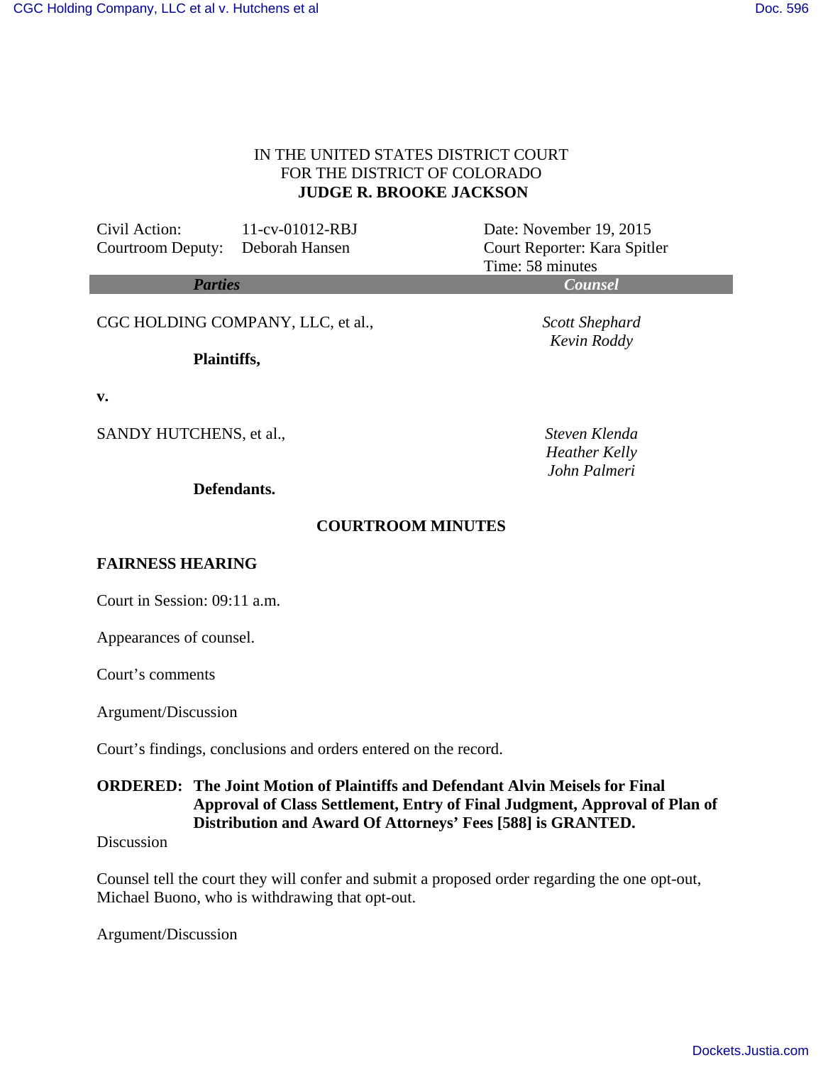IN THE UNITED STATES DISTRICT COURT
FOR THE DISTRICT OF COLORADO
**JUDGE R. BROOKE JACKSON**

| | | |
|---|---|---|
| Civil Action: | 11-cv-01012-RBJ | Date: November 19, 2015 |
| Courtroom Deputy: | Deborah Hansen | Court Reporter: Kara Spitler |
| | | Time: 58 minutes |

| ***Parties*** | ***Counsel*** |
|---|---|
| CGC HOLDING COMPANY, LLC, et al., | *Scott Shephard* |
| | *Kevin Roddy* |
| **Plaintiffs,** | |
| **v.** | |
| SANDY HUTCHENS, et al., | *Steven Klenda* |
| | *Heather Kelly* |
| | *John Palmeri* |
| **Defendants.** | |

**COURTROOM MINUTES**

**FAIRNESS HEARING**

Court in Session: 09:11 a.m.

Appearances of counsel.

Court's comments

Argument/Discussion

Court's findings, conclusions and orders entered on the record.

**ORDERED: The Joint Motion of Plaintiffs and Defendant Alvin Meisels for Final Approval of Class Settlement, Entry of Final Judgment, Approval of Plan of Distribution and Award Of Attorneys' Fees [588] is GRANTED.**

Discussion

Counsel tell the court they will confer and submit a proposed order regarding the one opt-out, Michael Buono, who is withdrawing that opt-out.

Argument/Discussion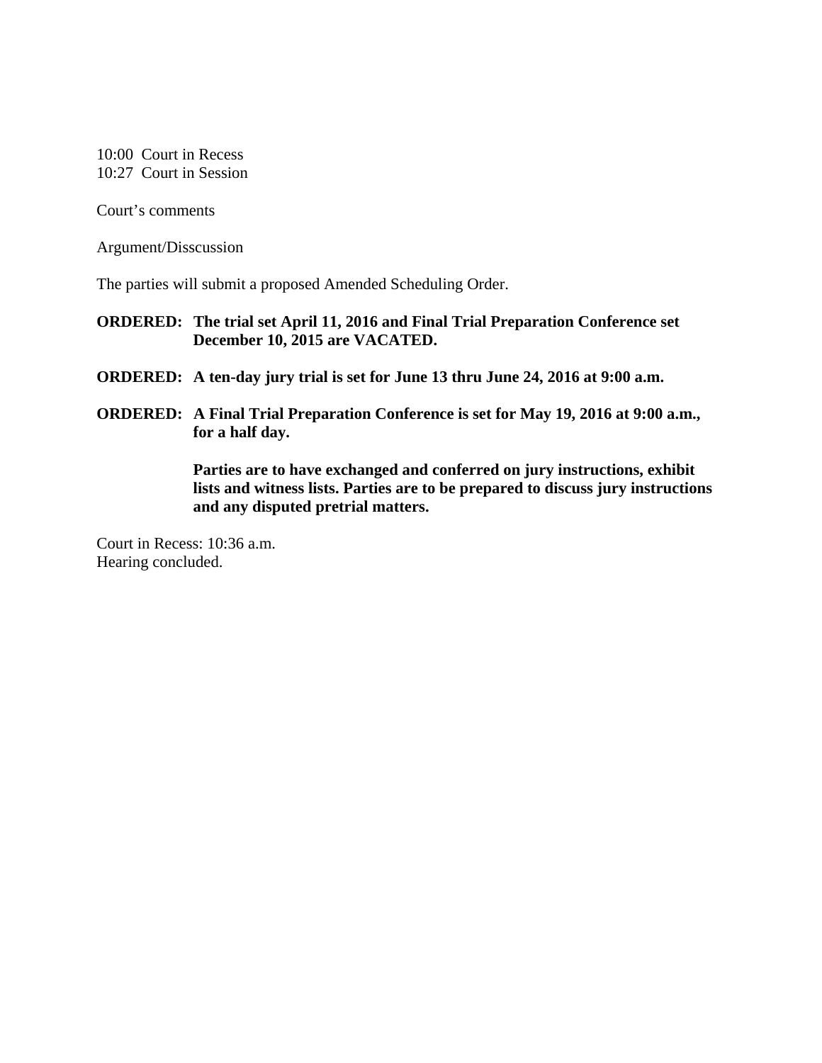10:00 Court in Recess
10:27 Court in Session

Court's comments

Argument/Disscussion

The parties will submit a proposed Amended Scheduling Order.

**ORDERED: The trial set April 11, 2016 and Final Trial Preparation Conference set December 10, 2015 are VACATED.**

**ORDERED: A ten-day jury trial is set for June 13 thru June 24, 2016 at 9:00 a.m.**

**ORDERED: A Final Trial Preparation Conference is set for May 19, 2016 at 9:00 a.m., for a half day.**

**Parties are to have exchanged and conferred on jury instructions, exhibit lists and witness lists. Parties are to be prepared to discuss jury instructions and any disputed pretrial matters.**

Court in Recess: 10:36 a.m.
Hearing concluded.